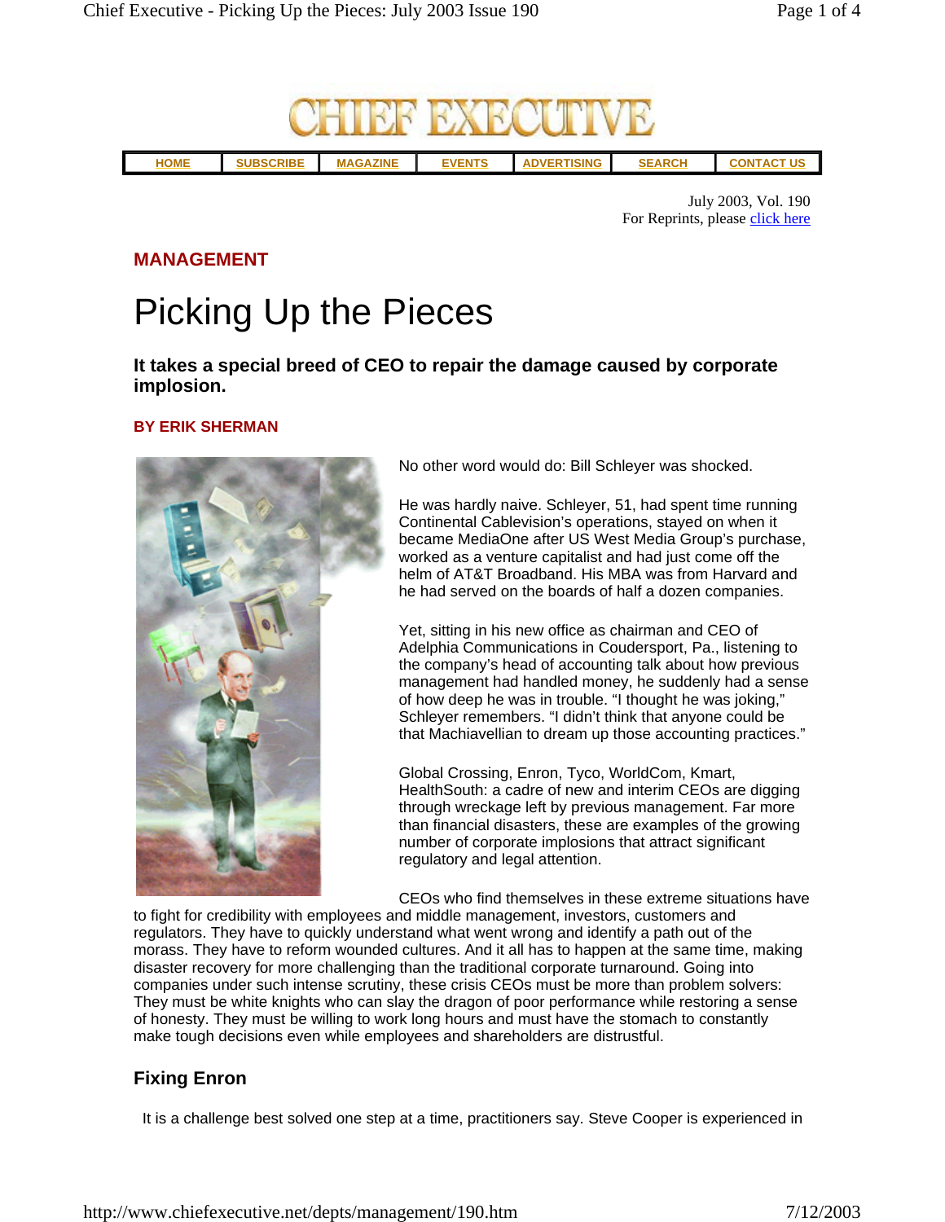# CHIEF EXECUTIVE

HOME | SUBSCRIBE | MAGAZINE | EVENTS | ADVERTISING | SEARCH | CONTACT US

July 2003, Vol. 190
For Reprints, please click here

**MANAGEMENT**

# Picking Up the Pieces

**It takes a special breed of CEO to repair the damage caused by corporate implosion.**

**BY ERIK SHERMAN**

No other word would do: Bill Schleyer was shocked.

He was hardly naive. Schleyer, 51, had spent time running Continental Cablevision's operations, stayed on when it became MediaOne after US West Media Group's purchase, worked as a venture capitalist and had just come off the helm of AT&T Broadband. His MBA was from Harvard and he had served on the boards of half a dozen companies.

Yet, sitting in his new office as chairman and CEO of Adelphia Communications in Coudersport, Pa., listening to the company's head of accounting talk about how previous management had handled money, he suddenly had a sense of how deep he was in trouble. "I thought he was joking," Schleyer remembers. "I didn't think that anyone could be that Machiavellian to dream up those accounting practices."

Global Crossing, Enron, Tyco, WorldCom, Kmart, HealthSouth: a cadre of new and interim CEOs are digging through wreckage left by previous management. Far more than financial disasters, these are examples of the growing number of corporate implosions that attract significant regulatory and legal attention.

CEOs who find themselves in these extreme situations have to fight for credibility with employees and middle management, investors, customers and regulators. They have to quickly understand what went wrong and identify a path out of the morass. They have to reform wounded cultures. And it all has to happen at the same time, making disaster recovery for more challenging than the traditional corporate turnaround. Going into companies under such intense scrutiny, these crisis CEOs must be more than problem solvers: They must be white knights who can slay the dragon of poor performance while restoring a sense of honesty. They must be willing to work long hours and must have the stomach to constantly make tough decisions even while employees and shareholders are distrustful.

## Fixing Enron

It is a challenge best solved one step at a time, practitioners say. Steve Cooper is experienced in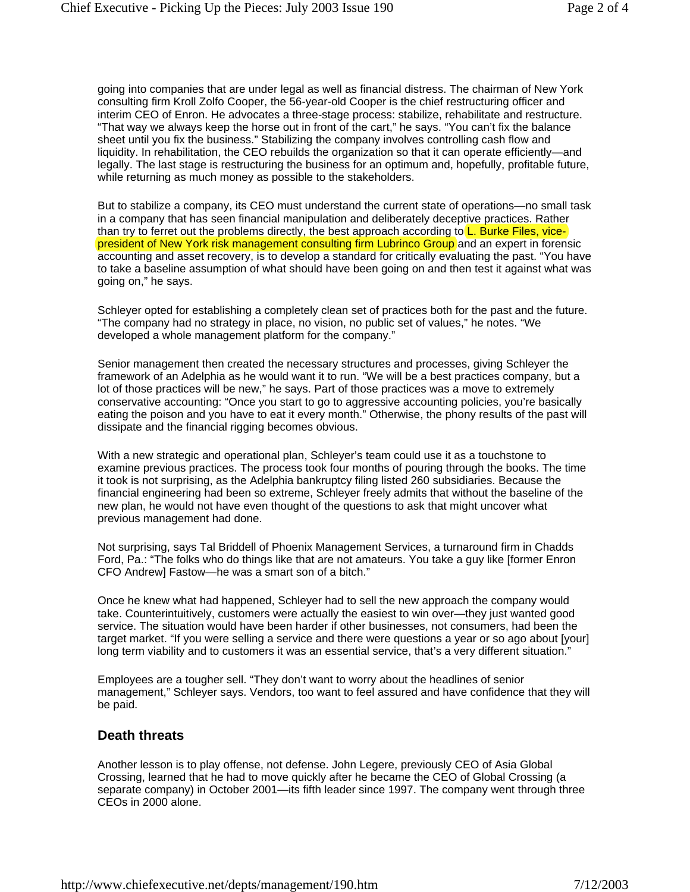going into companies that are under legal as well as financial distress. The chairman of New York consulting firm Kroll Zolfo Cooper, the 56-year-old Cooper is the chief restructuring officer and interim CEO of Enron. He advocates a three-stage process: stabilize, rehabilitate and restructure. "That way we always keep the horse out in front of the cart," he says. "You can't fix the balance sheet until you fix the business." Stabilizing the company involves controlling cash flow and liquidity. In rehabilitation, the CEO rebuilds the organization so that it can operate efficiently—and legally. The last stage is restructuring the business for an optimum and, hopefully, profitable future, while returning as much money as possible to the stakeholders.

But to stabilize a company, its CEO must understand the current state of operations—no small task in a company that has seen financial manipulation and deliberately deceptive practices. Rather than try to ferret out the problems directly, the best approach according to L. Burke Files, vice-president of New York risk management consulting firm Lubrinco Group and an expert in forensic accounting and asset recovery, is to develop a standard for critically evaluating the past. "You have to take a baseline assumption of what should have been going on and then test it against what was going on," he says.

Schleyer opted for establishing a completely clean set of practices both for the past and the future. "The company had no strategy in place, no vision, no public set of values," he notes. "We developed a whole management platform for the company."

Senior management then created the necessary structures and processes, giving Schleyer the framework of an Adelphia as he would want it to run. "We will be a best practices company, but a lot of those practices will be new," he says. Part of those practices was a move to extremely conservative accounting: "Once you start to go to aggressive accounting policies, you're basically eating the poison and you have to eat it every month." Otherwise, the phony results of the past will dissipate and the financial rigging becomes obvious.

With a new strategic and operational plan, Schleyer's team could use it as a touchstone to examine previous practices. The process took four months of pouring through the books. The time it took is not surprising, as the Adelphia bankruptcy filing listed 260 subsidiaries. Because the financial engineering had been so extreme, Schleyer freely admits that without the baseline of the new plan, he would not have even thought of the questions to ask that might uncover what previous management had done.

Not surprising, says Tal Briddell of Phoenix Management Services, a turnaround firm in Chadds Ford, Pa.: "The folks who do things like that are not amateurs. You take a guy like [former Enron CFO Andrew] Fastow—he was a smart son of a bitch."

Once he knew what had happened, Schleyer had to sell the new approach the company would take. Counterintuitively, customers were actually the easiest to win over—they just wanted good service. The situation would have been harder if other businesses, not consumers, had been the target market. "If you were selling a service and there were questions a year or so ago about [your] long term viability and to customers it was an essential service, that's a very different situation."

Employees are a tougher sell. "They don't want to worry about the headlines of senior management," Schleyer says. Vendors, too want to feel assured and have confidence that they will be paid.

## Death threats

Another lesson is to play offense, not defense. John Legere, previously CEO of Asia Global Crossing, learned that he had to move quickly after he became the CEO of Global Crossing (a separate company) in October 2001—its fifth leader since 1997. The company went through three CEOs in 2000 alone.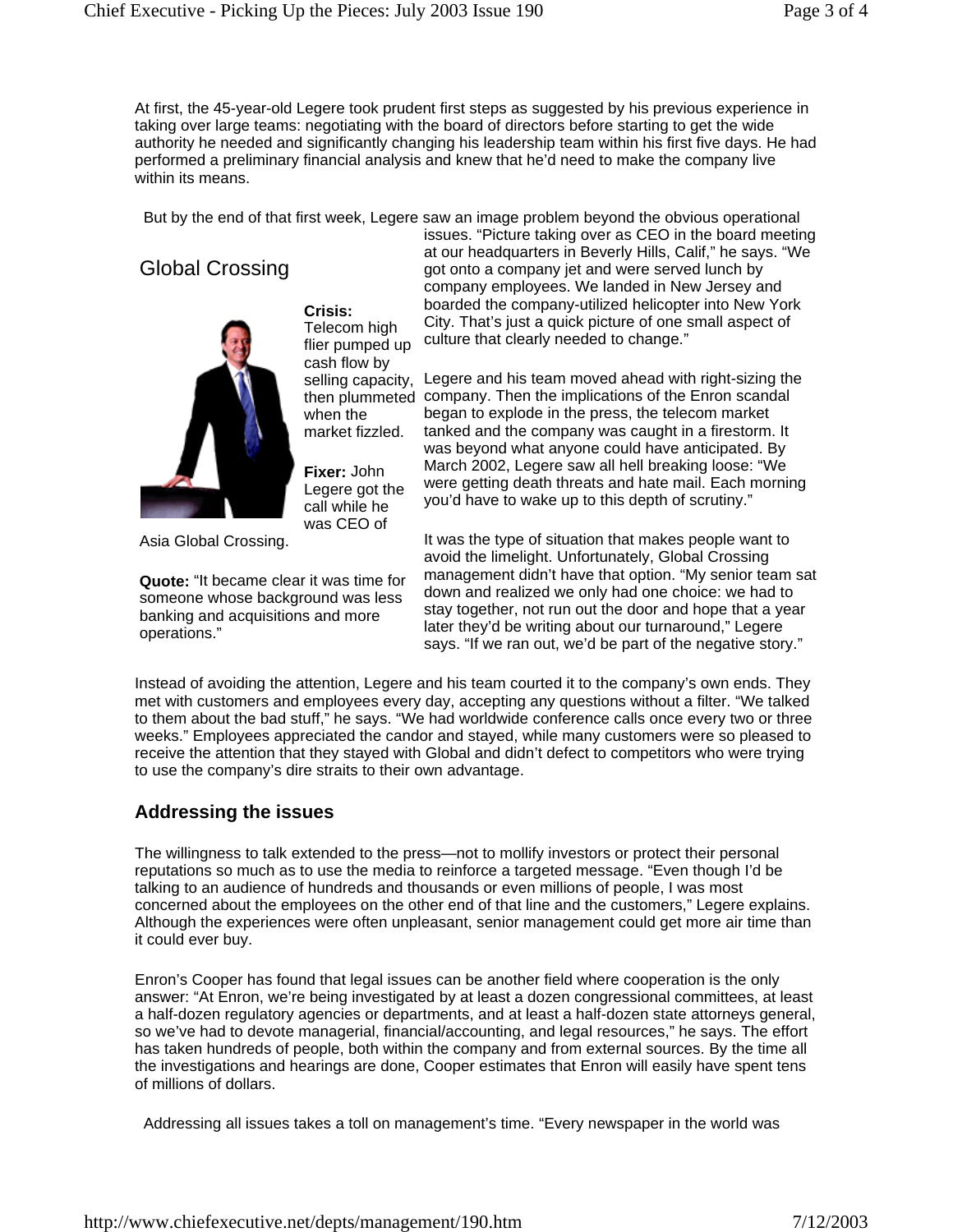At first, the 45-year-old Legere took prudent first steps as suggested by his previous experience in taking over large teams: negotiating with the board of directors before starting to get the wide authority he needed and significantly changing his leadership team within his first five days. He had performed a preliminary financial analysis and knew that he'd need to make the company live within its means.

But by the end of that first week, Legere saw an image problem beyond the obvious operational issues. "Picture taking over as CEO in the board meeting at our headquarters in Beverly Hills, Calif," he says. "We got onto a company jet and were served lunch by company employees. We landed in New Jersey and boarded the company-utilized helicopter into New York City. That's just a quick picture of one small aspect of culture that clearly needed to change."

## Global Crossing

**Crisis:** Telecom high flier pumped up cash flow by selling capacity, then plummeted when the market fizzled.

**Fixer:** John Legere got the call while he was CEO of Asia Global Crossing.

**Quote:** "It became clear it was time for someone whose background was less banking and acquisitions and more operations."

Legere and his team moved ahead with right-sizing the company. Then the implications of the Enron scandal began to explode in the press, the telecom market tanked and the company was caught in a firestorm. It was beyond what anyone could have anticipated. By March 2002, Legere saw all hell breaking loose: "We were getting death threats and hate mail. Each morning you'd have to wake up to this depth of scrutiny."

It was the type of situation that makes people want to avoid the limelight. Unfortunately, Global Crossing management didn't have that option. "My senior team sat down and realized we only had one choice: we had to stay together, not run out the door and hope that a year later they'd be writing about our turnaround," Legere says. "If we ran out, we'd be part of the negative story."

Instead of avoiding the attention, Legere and his team courted it to the company's own ends. They met with customers and employees every day, accepting any questions without a filter. "We talked to them about the bad stuff," he says. "We had worldwide conference calls once every two or three weeks." Employees appreciated the candor and stayed, while many customers were so pleased to receive the attention that they stayed with Global and didn't defect to competitors who were trying to use the company's dire straits to their own advantage.

## Addressing the issues

The willingness to talk extended to the press—not to mollify investors or protect their personal reputations so much as to use the media to reinforce a targeted message. "Even though I'd be talking to an audience of hundreds and thousands or even millions of people, I was most concerned about the employees on the other end of that line and the customers," Legere explains. Although the experiences were often unpleasant, senior management could get more air time than it could ever buy.

Enron's Cooper has found that legal issues can be another field where cooperation is the only answer: "At Enron, we're being investigated by at least a dozen congressional committees, at least a half-dozen regulatory agencies or departments, and at least a half-dozen state attorneys general, so we've had to devote managerial, financial/accounting, and legal resources," he says. The effort has taken hundreds of people, both within the company and from external sources. By the time all the investigations and hearings are done, Cooper estimates that Enron will easily have spent tens of millions of dollars.

Addressing all issues takes a toll on management's time. "Every newspaper in the world was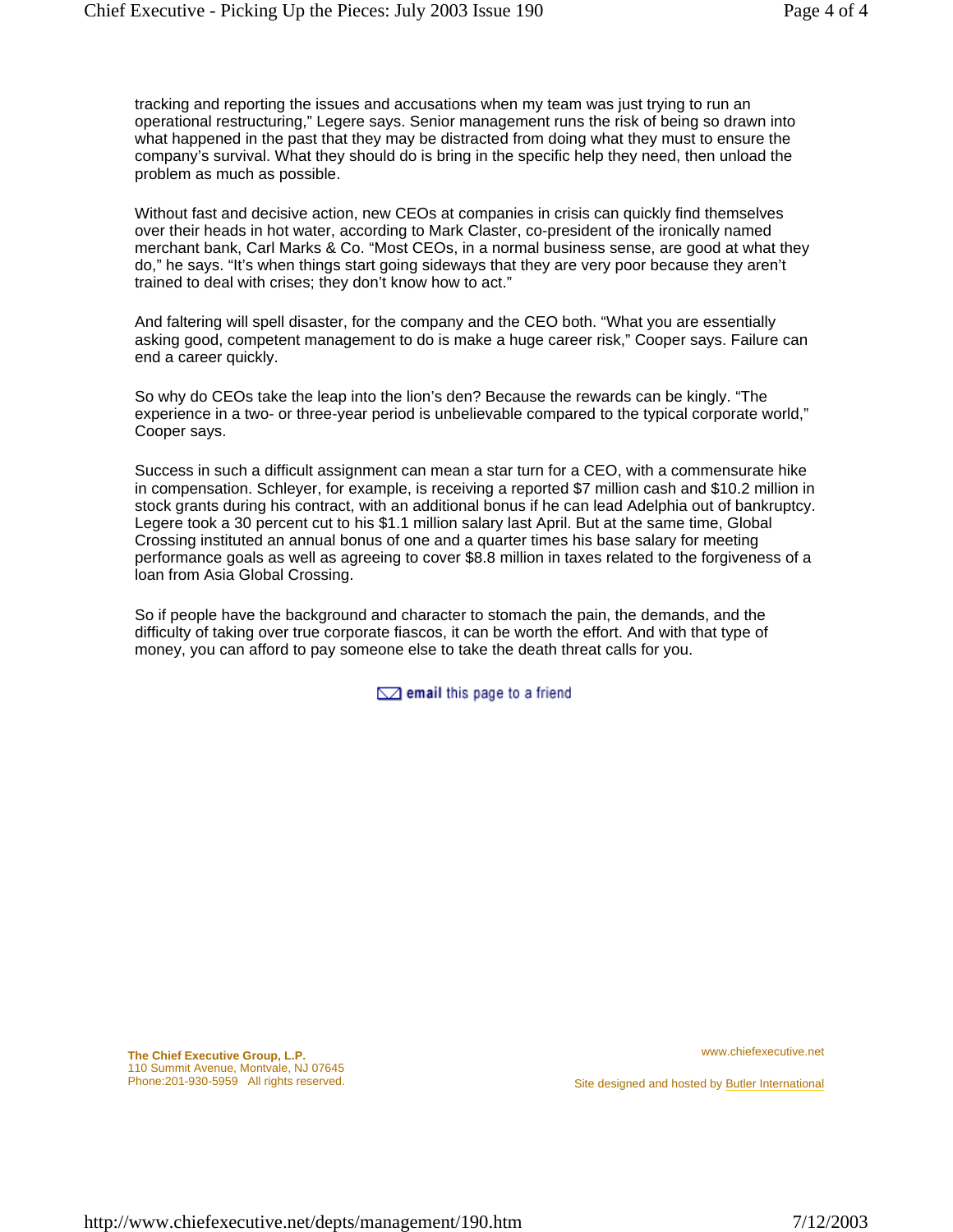tracking and reporting the issues and accusations when my team was just trying to run an operational restructuring," Legere says. Senior management runs the risk of being so drawn into what happened in the past that they may be distracted from doing what they must to ensure the company's survival. What they should do is bring in the specific help they need, then unload the problem as much as possible.

Without fast and decisive action, new CEOs at companies in crisis can quickly find themselves over their heads in hot water, according to Mark Claster, co-president of the ironically named merchant bank, Carl Marks & Co. "Most CEOs, in a normal business sense, are good at what they do," he says. "It's when things start going sideways that they are very poor because they aren't trained to deal with crises; they don't know how to act."

And faltering will spell disaster, for the company and the CEO both. "What you are essentially asking good, competent management to do is make a huge career risk," Cooper says. Failure can end a career quickly.

So why do CEOs take the leap into the lion's den? Because the rewards can be kingly. "The experience in a two- or three-year period is unbelievable compared to the typical corporate world," Cooper says.

Success in such a difficult assignment can mean a star turn for a CEO, with a commensurate hike in compensation. Schleyer, for example, is receiving a reported $7 million cash and $10.2 million in stock grants during his contract, with an additional bonus if he can lead Adelphia out of bankruptcy. Legere took a 30 percent cut to his $1.1 million salary last April. But at the same time, Global Crossing instituted an annual bonus of one and a quarter times his base salary for meeting performance goals as well as agreeing to cover $8.8 million in taxes related to the forgiveness of a loan from Asia Global Crossing.

So if people have the background and character to stomach the pain, the demands, and the difficulty of taking over true corporate fiascos, it can be worth the effort. And with that type of money, you can afford to pay someone else to take the death threat calls for you.

email this page to a friend

**The Chief Executive Group, L.P.**
110 Summit Avenue, Montvale, NJ 07645
Phone:201-930-5959 All rights reserved.

www.chiefexecutive.net

Site designed and hosted by Butler International